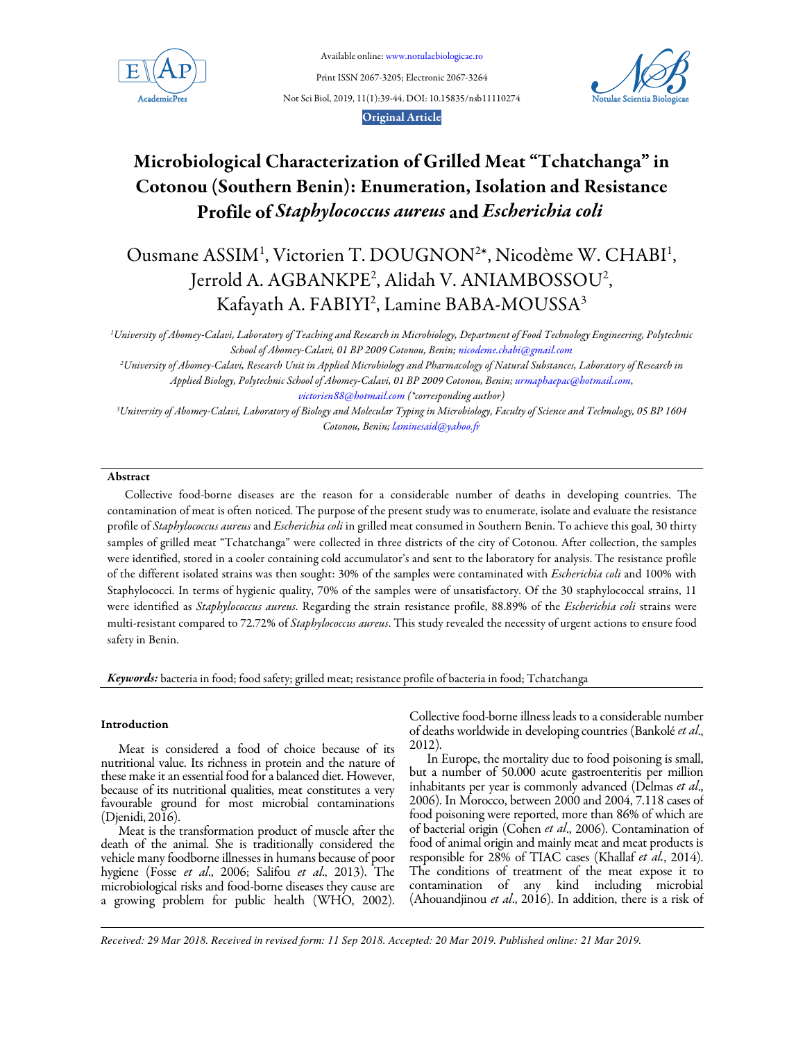# Microbiological Characterization of Grilled Meat "Tchatchanga" in Cotonou (Southern Benin): Enumeration, Isolation and Resistance Profile of *Staphylococcus aureus* and *Escherichia coli*

Ousmane ASSIM[1], Victorien T. DOUGNON[2*], Nicodème W. CHABI[1], Jerrold A. AGBANKPE[2], Alidah V. ANIAMBOSSOU[2], Kafayath A. FABIYI[2], Lamine BABA-MOUSSA[3]

*[1]University of Abomey-Calavi, Laboratory of Teaching and Research in Microbiology, Department of Food Technology Engineering, Polytechnic School of Abomey-Calavi, 01 BP 2009 Cotonou, Benin; nicodeme.chabi@gmail.com*

*[2]University of Abomey-Calavi, Research Unit in Applied Microbiology and Pharmacology of Natural Substances, Laboratory of Research in Applied Biology, Polytechnic School of Abomey-Calavi, 01 BP 2009 Cotonou, Benin; urmaphaepac@hotmail.com, victorien88@hotmail.com (\*corresponding author)*

*[3]University of Abomey-Calavi, Laboratory of Biology and Molecular Typing in Microbiology, Faculty of Science and Technology, 05 BP 1604 Cotonou, Benin; laminesaid@yahoo.fr*

## Abstract

Collective food-borne diseases are the reason for a considerable number of deaths in developing countries. The contamination of meat is often noticed. The purpose of the present study was to enumerate, isolate and evaluate the resistance profile of *Staphylococcus aureus* and *Escherichia coli* in grilled meat consumed in Southern Benin. To achieve this goal, 30 thirty samples of grilled meat "Tchatchanga" were collected in three districts of the city of Cotonou. After collection, the samples were identified, stored in a cooler containing cold accumulator's and sent to the laboratory for analysis. The resistance profile of the different isolated strains was then sought: 30% of the samples were contaminated with *Escherichia coli* and 100% with Staphylococci. In terms of hygienic quality, 70% of the samples were of unsatisfactory. Of the 30 staphylococcal strains, 11 were identified as *Staphylococcus aureus*. Regarding the strain resistance profile, 88.89% of the *Escherichia coli* strains were multi-resistant compared to 72.72% of *Staphylococcus aureus*. This study revealed the necessity of urgent actions to ensure food safety in Benin.

***Keywords:*** bacteria in food; food safety; grilled meat; resistance profile of bacteria in food; Tchatchanga

## Introduction

Meat is considered a food of choice because of its nutritional value. Its richness in protein and the nature of these make it an essential food for a balanced diet. However, because of its nutritional qualities, meat constitutes a very favourable ground for most microbial contaminations (Djenidi, 2016).

Meat is the transformation product of muscle after the death of the animal. She is traditionally considered the vehicle many foodborne illnesses in humans because of poor hygiene (Fosse *et al*., 2006; Salifou *et al*., 2013). The microbiological risks and food-borne diseases they cause are a growing problem for public health (WHO, 2002). Collective food-borne illness leads to a considerable number of deaths worldwide in developing countries (Bankolé *et al*., 2012).

In Europe, the mortality due to food poisoning is small, but a number of 50.000 acute gastroenteritis per million inhabitants per year is commonly advanced (Delmas *et al*., 2006). In Morocco, between 2000 and 2004, 7.118 cases of food poisoning were reported, more than 86% of which are of bacterial origin (Cohen *et al*., 2006). Contamination of food of animal origin and mainly meat and meat products is responsible for 28% of TIAC cases (Khallaf *et al*., 2014). The conditions of treatment of the meat expose it to contamination of any kind including microbial (Ahouandjinou *et al*., 2016). In addition, there is a risk of

*Received: 29 Mar 2018. Received in revised form: 11 Sep 2018. Accepted: 20 Mar 2019. Published online: 21 Mar 2019.*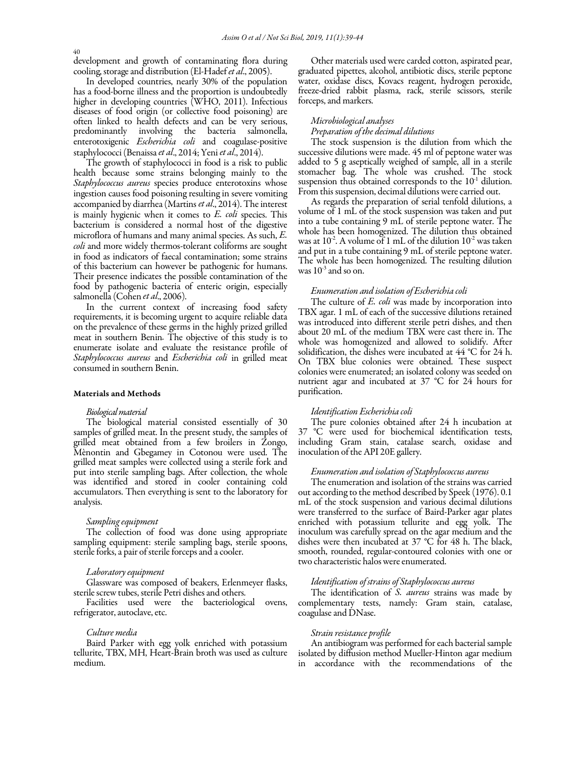development and growth of contaminating flora during cooling, storage and distribution (El-Hadef *et al*., 2005).

In developed countries, nearly 30% of the population has a food-borne illness and the proportion is undoubtedly higher in developing countries (WHO, 2011). Infectious diseases of food origin (or collective food poisoning) are often linked to health defects and can be very serious, predominantly involving the bacteria salmonella, enterotoxigenic *Escherichia coli* and coagulase-positive staphylococci (Benaissa *et al*., 2014; Yeni *et al*., 2014).

The growth of staphylococci in food is a risk to public health because some strains belonging mainly to the *Staphylococcus aureus* species produce enterotoxins whose ingestion causes food poisoning resulting in severe vomiting accompanied by diarrhea (Martins *et al*., 2014). The interest is mainly hygienic when it comes to *E. coli* species. This bacterium is considered a normal host of the digestive microflora of humans and many animal species. As such, *E. coli* and more widely thermos-tolerant coliforms are sought in food as indicators of faecal contamination; some strains of this bacterium can however be pathogenic for humans. Their presence indicates the possible contamination of the food by pathogenic bacteria of enteric origin, especially salmonella (Cohen *et al*., 2006).

In the current context of increasing food safety requirements, it is becoming urgent to acquire reliable data on the prevalence of these germs in the highly prized grilled meat in southern Benin. The objective of this study is to enumerate isolate and evaluate the resistance profile of *Staphylococcus aureus* and *Escherichia coli* in grilled meat consumed in southern Benin.

## Materials and Methods

### *Biological material*

The biological material consisted essentially of 30 samples of grilled meat. In the present study, the samples of grilled meat obtained from a few broilers in Zongo, Mènontin and Gbegamey in Cotonou were used. The grilled meat samples were collected using a sterile fork and put into sterile sampling bags. After collection, the whole was identified and stored in cooler containing cold accumulators. Then everything is sent to the laboratory for analysis.

### *Sampling equipment*

The collection of food was done using appropriate sampling equipment: sterile sampling bags, sterile spoons, sterile forks, a pair of sterile forceps and a cooler.

### *Laboratory equipment*

Glassware was composed of beakers, Erlenmeyer flasks, sterile screw tubes, sterile Petri dishes and others.

Facilities used were the bacteriological ovens, refrigerator, autoclave, etc.

### *Culture media*

Baird Parker with egg yolk enriched with potassium tellurite, TBX, MH, Heart-Brain broth was used as culture medium.

Other materials used were carded cotton, aspirated pear, graduated pipettes, alcohol, antibiotic discs, sterile peptone water, oxidase discs, Kovacs reagent, hydrogen peroxide, freeze-dried rabbit plasma, rack, sterile scissors, sterile forceps, and markers.

### *Microbiological analyses*

#### *Preparation of the decimal dilutions*

The stock suspension is the dilution from which the successive dilutions were made. 45 ml of peptone water was added to 5 g aseptically weighed of sample, all in a sterile stomacher bag. The whole was crushed. The stock suspension thus obtained corresponds to the $10^{-1}$ dilution. From this suspension, decimal dilutions were carried out.

As regards the preparation of serial tenfold dilutions, a volume of 1 mL of the stock suspension was taken and put into a tube containing 9 mL of sterile peptone water. The whole has been homogenized. The dilution thus obtained was at $10^{-2}$. A volume of 1 mL of the dilution $10^{-2}$ was taken and put in a tube containing 9 mL of sterile peptone water. The whole has been homogenized. The resulting dilution was $10^{-3}$ and so on.

#### *Enumeration and isolation of Escherichia coli*

The culture of *E. coli* was made by incorporation into TBX agar. 1 mL of each of the successive dilutions retained was introduced into different sterile petri dishes, and then about 20 mL of the medium TBX were cast there in. The whole was homogenized and allowed to solidify. After solidification, the dishes were incubated at 44 °C for 24 h. On TBX blue colonies were obtained. These suspect colonies were enumerated; an isolated colony was seeded on nutrient agar and incubated at 37 °C for 24 hours for purification.

#### *Identification Escherichia coli*

The pure colonies obtained after 24 h incubation at 37 °C were used for biochemical identification tests, including Gram stain, catalase search, oxidase and inoculation of the API 20E gallery.

#### *Enumeration and isolation of Staphylococcus aureus*

The enumeration and isolation of the strains was carried out according to the method described by Speek (1976). 0.1 mL of the stock suspension and various decimal dilutions were transferred to the surface of Baird-Parker agar plates enriched with potassium tellurite and egg yolk. The inoculum was carefully spread on the agar medium and the dishes were then incubated at 37 °C for 48 h. The black, smooth, rounded, regular-contoured colonies with one or two characteristic halos were enumerated.

#### *Identification of strains of Staphylococcus aureus*

The identification of *S. aureus* strains was made by complementary tests, namely: Gram stain, catalase, coagulase and DNase.

#### *Strain resistance profile*

An antibiogram was performed for each bacterial sample isolated by diffusion method Mueller-Hinton agar medium in accordance with the recommendations of the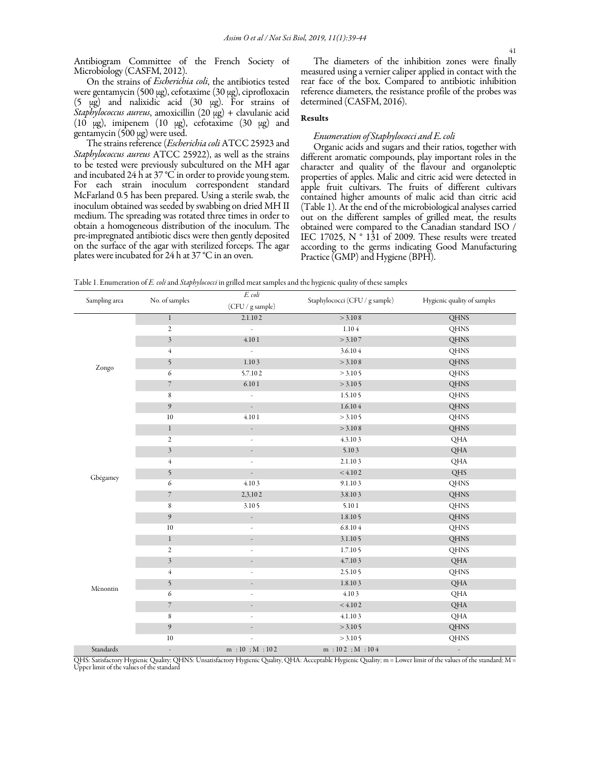Antibiogram Committee of the French Society of Microbiology (CASFM, 2012).

On the strains of *Escherichia coli*, the antibiotics tested were gentamycin (500 µg), cefotaxime (30 µg), ciprofloxacin (5 µg) and nalixidic acid (30 µg). For strains of *Staphylococcus aureus*, amoxicillin (20 µg) + clavulanic acid (10 µg), imipenem (10 µg), cefotaxime (30 µg) and gentamycin (500 µg) were used.

The strains reference (*Escherichia coli* ATCC 25923 and *Staphylococcus aureus* ATCC 25922), as well as the strains to be tested were previously subcultured on the MH agar and incubated 24 h at 37 °C in order to provide young stem. For each strain inoculum correspondent standard McFarland 0.5 has been prepared. Using a sterile swab, the inoculum obtained was seeded by swabbing on dried MH II medium. The spreading was rotated three times in order to obtain a homogeneous distribution of the inoculum. The pre-impregnated antibiotic discs were then gently deposited on the surface of the agar with sterilized forceps. The agar plates were incubated for 24 h at 37 °C in an oven.

The diameters of the inhibition zones were finally measured using a vernier caliper applied in contact with the rear face of the box. Compared to antibiotic inhibition reference diameters, the resistance profile of the probes was determined (CASFM, 2016).

## Results

### *Enumeration of Staphylococci and E. coli*

Organic acids and sugars and their ratios, together with different aromatic compounds, play important roles in the character and quality of the flavour and organoleptic properties of apples. Malic and citric acid were detected in apple fruit cultivars. The fruits of different cultivars contained higher amounts of malic acid than citric acid (Table 1). At the end of the microbiological analyses carried out on the different samples of grilled meat, the results obtained were compared to the Canadian standard ISO / IEC 17025, N ° 131 of 2009. These results were treated according to the germs indicating Good Manufacturing Practice (GMP) and Hygiene (BPH).

Table 1. Enumeration of *E. coli* and *Staphylococci* in grilled meat samples and the hygienic quality of these samples

| Sampling area | No. of samples | *E. coli* (CFU / g sample) | Staphylococci (CFU / g sample) | Hygienic quality of samples |
|---|---|---|---|---|
| Zongo | 1 | $2.1.10^2$ | $> 3.10^8$ | QHNS |
| | 2 | - | $1.10^4$ | QHNS |
| | 3 | $4.10^1$ | $> 3.10^7$ | QHNS |
| | 4 | - | $3.6.10^4$ | QHNS |
| | 5 | $1.10^3$ | $> 3.10^8$ | QHNS |
| | 6 | $5.7.10^2$ | $> 3.10^5$ | QHNS |
| | 7 | $6.10^1$ | $> 3.10^5$ | QHNS |
| | 8 | - | $1.5.10^5$ | QHNS |
| | 9 | - | $1.6.10^4$ | QHNS |
| | 10 | $4.10^1$ | $> 3.10^5$ | QHNS |
| Gbégamey | 1 | - | $> 3.10^8$ | QHNS |
| | 2 | - | $4.3.10^3$ | QHA |
| | 3 | - | $5.10^3$ | QHA |
| | 4 | - | $2.1.10^3$ | QHA |
| | 5 | - | $< 4.10^2$ | QHS |
| | 6 | $4.10^3$ | $9.1.10^3$ | QHNS |
| | 7 | $2,3,10^2$ | $3.8.10^3$ | QHNS |
| | 8 | $3.10^5$ | $5.10^1$ | QHNS |
| | 9 | - | $1.8.10^5$ | QHNS |
| | 10 | - | $6.8.10^4$ | QHNS |
| Mènontin | 1 | - | $3.1.10^5$ | QHNS |
| | 2 | - | $1.7.10^5$ | QHNS |
| | 3 | - | $4.7.10^3$ | QHA |
| | 4 | - | $2.5.10^5$ | QHNS |
| | 5 | - | $1.8.10^3$ | QHA |
| | 6 | - | $4.10^3$ | QHA |
| | 7 | - | $< 4.10^2$ | QHA |
| | 8 | - | $4.1.10^3$ | QHA |
| | 9 | - | $> 3.10^5$ | QHNS |
| | 10 | - | $> 3.10^5$ | QHNS |
| Standards | - | m : 10 ; M : $10^2$ | m : $10^2$ ; M : $10^4$ | - |

QHS: Satisfactory Hygienic Quality; QHNS: Unsatisfactory Hygienic Quality, QHA: Acceptable Hygienic Quality; m = Lower limit of the values of the standard; M = Upper limit of the values of the standard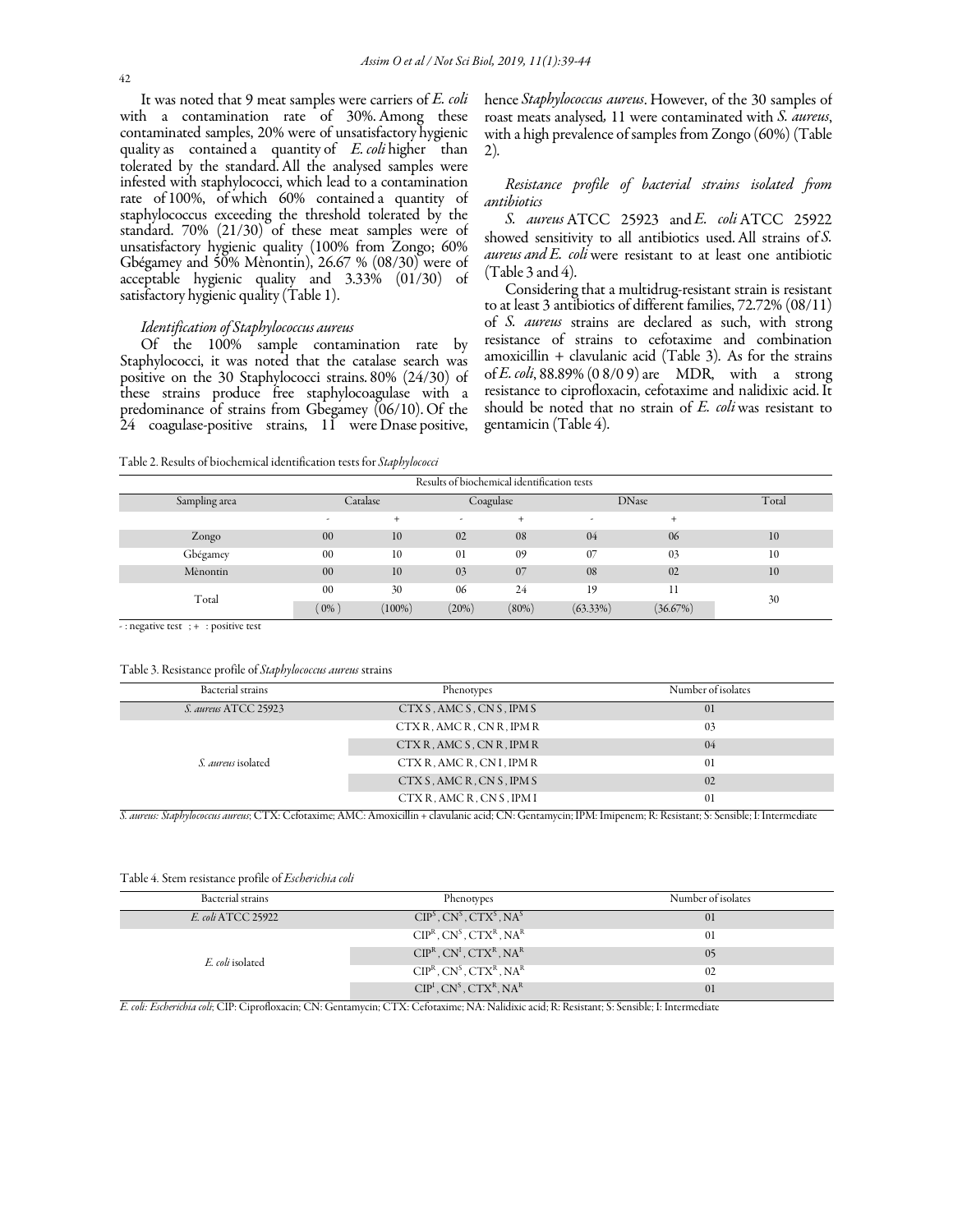It was noted that 9 meat samples were carriers of *E. coli* with a contamination rate of 30%. Among these contaminated samples, 20% were of unsatisfactory hygienic quality as contained a quantity of *E. coli* higher than tolerated by the standard. All the analysed samples were infested with staphylococci, which lead to a contamination rate of 100%, of which 60% contained a quantity of staphylococcus exceeding the threshold tolerated by the standard. 70% (21/30) of these meat samples were of unsatisfactory hygienic quality (100% from Zongo; 60% Gbégamey and 50% Mènontin), 26.67 % (08/30) were of acceptable hygienic quality and 3.33% (01/30) of satisfactory hygienic quality (Table 1).

### *Identification of Staphylococcus aureus*

Of the 100% sample contamination rate by Staphylococci, it was noted that the catalase search was positive on the 30 Staphylococci strains. 80% (24/30) of these strains produce free staphylocoagulase with a predominance of strains from Gbegamey (06/10). Of the 24 coagulase-positive strains, 11 were Dnase positive, hence *Staphylococcus aureus*. However, of the 30 samples of roast meats analysed, 11 were contaminated with *S. aureus*, with a high prevalence of samples from Zongo (60%) (Table 2).

### *Resistance profile of bacterial strains isolated from antibiotics*

*S. aureus* ATCC 25923 and *E. coli* ATCC 25922 showed sensitivity to all antibiotics used. All strains of *S. aureus and E. coli* were resistant to at least one antibiotic (Table 3 and 4).

Considering that a multidrug-resistant strain is resistant to at least 3 antibiotics of different families, 72.72% (08/11) of *S. aureus* strains are declared as such, with strong resistance of strains to cefotaxime and combination amoxicillin + clavulanic acid (Table 3). As for the strains of *E. coli*, 88.89% (0 8/0 9) are MDR, with a strong resistance to ciprofloxacin, cefotaxime and nalidixic acid. It should be noted that no strain of *E. coli* was resistant to gentamicin (Table 4).

Table 2. Results of biochemical identification tests for *Staphylococci*

| Results of biochemical identification tests | | | | | | | |
|---|---|---|---|---|---|---|---|
| Sampling area | Catalase | | Coagulase | | DNase | | Total |
| | - | + | - | + | - | + | |
| Zongo | 00 | 10 | 02 | 08 | 04 | 06 | 10 |
| Gbégamey | 00 | 10 | 01 | 09 | 07 | 03 | 10 |
| Mènontin | 00 | 10 | 03 | 07 | 08 | 02 | 10 |
| Total | 00 | 30 | 06 | 24 | 19 | 11 | 30 |
| | (0%) | (100%) | (20%) | (80%) | (63.33%) | (36.67%) | |

- : negative test ; + : positive test

Table 3. Resistance profile of *Staphylococcus aureus* strains

| Bacterial strains | Phenotypes | Number of isolates |
|---|---|---|
| *S. aureus* ATCC 25923 | CTX S, AMC S, CN S, IPM S | 01 |
| *S. aureus* isolated | CTX R, AMC R, CN R, IPM R | 03 |
| | CTX R, AMC S, CN R, IPM R | 04 |
| | CTX R, AMC R, CN I, IPM R | 01 |
| | CTX S, AMC R, CN S, IPM S | 02 |
| | CTX R, AMC R, CN S, IPM I | 01 |

*S. aureus: Staphylococcus aureus*; CTX: Cefotaxime; AMC: Amoxicillin + clavulanic acid; CN: Gentamycin; IPM: Imipenem; R: Resistant; S: Sensible; I: Intermediate

Table 4. Stem resistance profile of *Escherichia coli*

| Bacterial strains | Phenotypes | Number of isolates |
|---|---|---|
| *E. coli* ATCC 25922 | $CIP^S$, $CN^S$, $CTX^S$, $NA^S$ | 01 |
| *E. coli* isolated | $CIP^R$, $CN^S$, $CTX^R$, $NA^R$ | 01 |
| | $CIP^R$, $CN^I$, $CTX^R$, $NA^R$ | 05 |
| | $CIP^R$, $CN^S$, $CTX^R$, $NA^R$ | 02 |
| | $CIP^I$, $CN^S$, $CTX^R$, $NA^R$ | 01 |

*E. coli: Escherichia coli*; CIP: Ciprofloxacin; CN: Gentamycin; CTX: Cefotaxime; NA: Nalidixic acid; R: Resistant; S: Sensible; I: Intermediate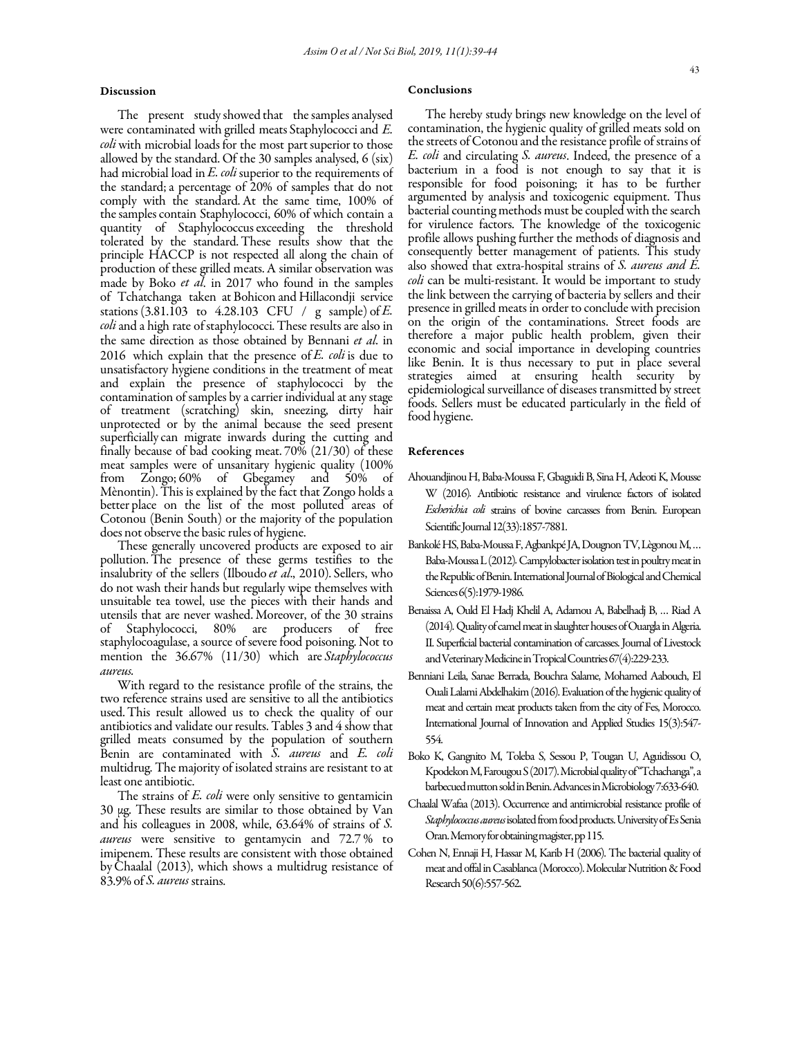## Discussion

The present study showed that the samples analysed were contaminated with grilled meats Staphylococci and *E. coli* with microbial loads for the most part superior to those allowed by the standard. Of the 30 samples analysed, 6 (six) had microbial load in *E. coli* superior to the requirements of the standard; a percentage of 20% of samples that do not comply with the standard. At the same time, 100% of the samples contain Staphylococci, 60% of which contain a quantity of Staphylococcus exceeding the threshold tolerated by the standard. These results show that the principle HACCP is not respected all along the chain of production of these grilled meats. A similar observation was made by Boko *et al*. in 2017 who found in the samples of Tchatchanga taken at Bohicon and Hillacondji service stations (3.81.103 to 4.28.103 CFU / g sample) of *E. coli* and a high rate of staphylococci. These results are also in the same direction as those obtained by Bennani *et al*. in 2016 which explain that the presence of *E. coli* is due to unsatisfactory hygiene conditions in the treatment of meat and explain the presence of staphylococci by the contamination of samples by a carrier individual at any stage of treatment (scratching) skin, sneezing, dirty hair unprotected or by the animal because the seed present superficially can migrate inwards during the cutting and finally because of bad cooking meat. 70% (21/30) of these meat samples were of unsanitary hygienic quality (100% from Zongo; 60% of Gbegamey and 50% of Mènontin). This is explained by the fact that Zongo holds a better place on the list of the most polluted areas of Cotonou (Benin South) or the majority of the population does not observe the basic rules of hygiene.

These generally uncovered products are exposed to air pollution. The presence of these germs testifies to the insalubrity of the sellers (Ilboudo *et al*., 2010). Sellers, who do not wash their hands but regularly wipe themselves with unsuitable tea towel, use the pieces with their hands and utensils that are never washed. Moreover, of the 30 strains of Staphylococci, 80% are producers of free staphylocoagulase, a source of severe food poisoning. Not to mention the 36.67% (11/30) which are *Staphylococcus aureus*.

With regard to the resistance profile of the strains, the two reference strains used are sensitive to all the antibiotics used. This result allowed us to check the quality of our antibiotics and validate our results. Tables 3 and 4 show that grilled meats consumed by the population of southern Benin are contaminated with *S. aureus* and *E. coli* multidrug. The majority of isolated strains are resistant to at least one antibiotic.

The strains of *E. coli* were only sensitive to gentamicin 30 µg. These results are similar to those obtained by Van and his colleagues in 2008, while, 63.64% of strains of *S. aureus* were sensitive to gentamycin and 72.7 % to imipenem. These results are consistent with those obtained by Chaalal (2013), which shows a multidrug resistance of 83.9% of *S. aureus* strains.

## Conclusions

The hereby study brings new knowledge on the level of contamination, the hygienic quality of grilled meats sold on the streets of Cotonou and the resistance profile of strains of *E. coli* and circulating *S. aureus*. Indeed, the presence of a bacterium in a food is not enough to say that it is responsible for food poisoning; it has to be further argumented by analysis and toxicogenic equipment. Thus bacterial counting methods must be coupled with the search for virulence factors. The knowledge of the toxicogenic profile allows pushing further the methods of diagnosis and consequently better management of patients. This study also showed that extra-hospital strains of *S. aureus and E. coli* can be multi-resistant. It would be important to study the link between the carrying of bacteria by sellers and their presence in grilled meats in order to conclude with precision on the origin of the contaminations. Street foods are therefore a major public health problem, given their economic and social importance in developing countries like Benin. It is thus necessary to put in place several strategies aimed at ensuring health security by epidemiological surveillance of diseases transmitted by street foods. Sellers must be educated particularly in the field of food hygiene.

## References

Ahouandjinou H, Baba-Moussa F, Gbaguidi B, Sina H, Adeoti K, Mousse W (2016). Antibiotic resistance and virulence factors of isolated *Escherichia coli* strains of bovine carcasses from Benin. European Scientific Journal 12(33):1857-7881.

Bankolé HS, Baba-Moussa F, Agbankpé JA, Dougnon TV, Lègonou M, … Baba-Moussa L (2012). Campylobacter isolation test in poultry meat in the Republic of Benin. International Journal of Biological and Chemical Sciences 6(5):1979-1986.

Benaissa A, Ould El Hadj Khelil A, Adamou A, Babelhadj B, … Riad A (2014). Quality of camel meat in slaughter houses of Ouargla in Algeria. II. Superficial bacterial contamination of carcasses. Journal of Livestock and Veterinary Medicine in Tropical Countries 67(4):229-233.

Benniani Leila, Sanae Berrada, Bouchra Salame, Mohamed Aabouch, El Ouali Lalami Abdelhakim (2016). Evaluation of the hygienic quality of meat and certain meat products taken from the city of Fes, Morocco. International Journal of Innovation and Applied Studies 15(3):547-554.

Boko K, Gangnito M, Toleba S, Sessou P, Tougan U, Aguidissou O, Kpodekon M, Farougou S (2017). Microbial quality of "Tchachanga", a barbecued mutton sold in Benin. Advances in Microbiology 7:633-640.

Chaalal Wafaa (2013). Occurrence and antimicrobial resistance profile of *Staphylococcus aureus* isolated from food products. University of Es Senia Oran. Memory for obtaining magister, pp 115.

Cohen N, Ennaji H, Hassar M, Karib H (2006). The bacterial quality of meat and offal in Casablanca (Morocco). Molecular Nutrition & Food Research 50(6):557-562.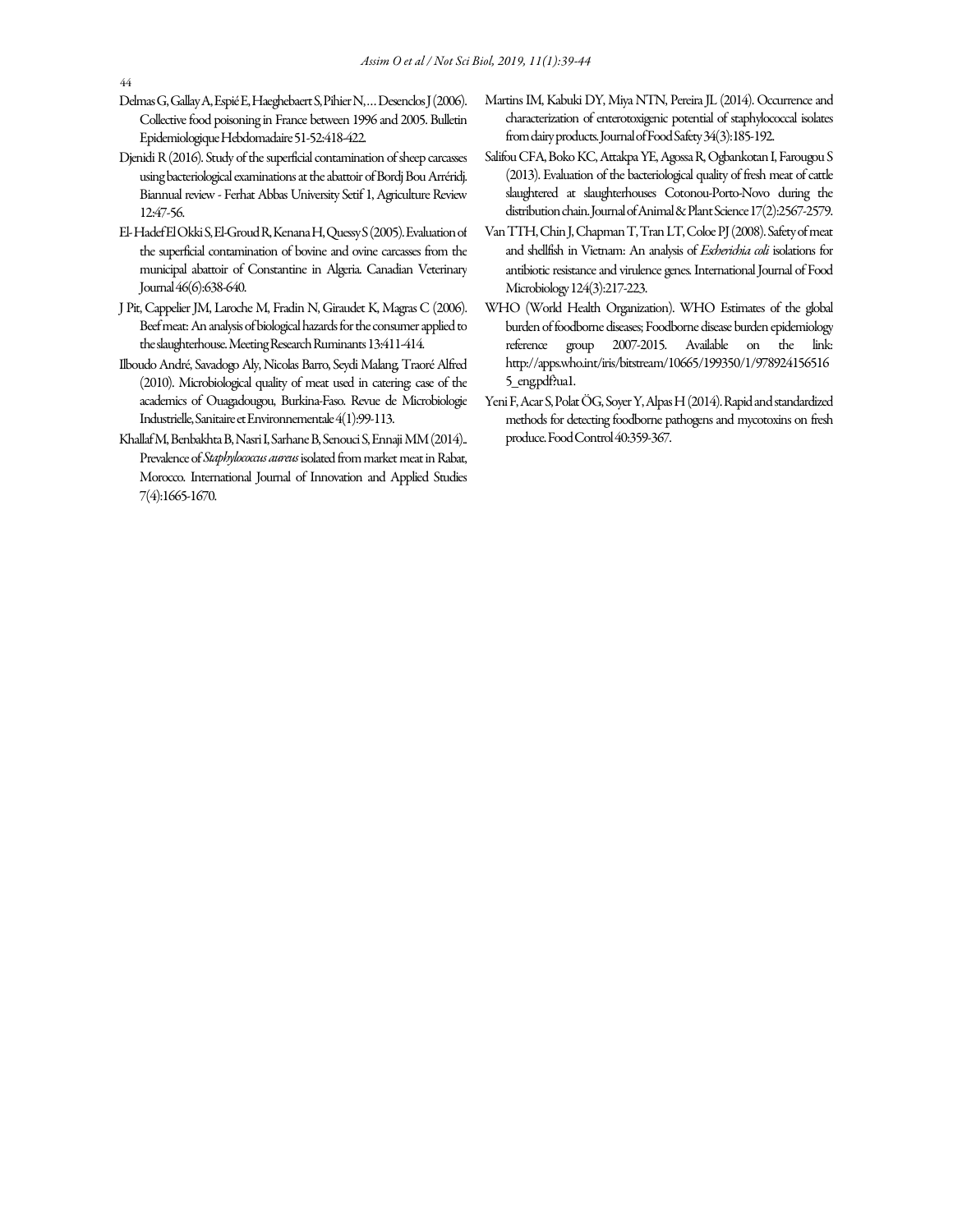Delmas G, Gallay A, Espié E, Haeghebaert S, Pihier N, … Desenclos J (2006). Collective food poisoning in France between 1996 and 2005. Bulletin Epidemiologique Hebdomadaire 51-52:418-422.

Djenidi R (2016). Study of the superficial contamination of sheep carcasses using bacteriological examinations at the abattoir of Bordj Bou Arréridj. Biannual review - Ferhat Abbas University Setif 1, Agriculture Review 12:47-56.

El- Hadef El Okki S, El-Groud R, Kenana H, Quessy S (2005). Evaluation of the superficial contamination of bovine and ovine carcasses from the municipal abattoir of Constantine in Algeria. Canadian Veterinary Journal 46(6):638-640.

J Pit, Cappelier JM, Laroche M, Fradin N, Giraudet K, Magras C (2006). Beef meat: An analysis of biological hazards for the consumer applied to the slaughterhouse. Meeting Research Ruminants 13:411-414.

Ilboudo André, Savadogo Aly, Nicolas Barro, Seydi Malang, Traoré Alfred (2010). Microbiological quality of meat used in catering: case of the academics of Ouagadougou, Burkina-Faso. Revue de Microbiologie Industrielle, Sanitaire et Environnementale 4(1):99-113.

Khallaf M, Benbakhta B, Nasri I, Sarhane B, Senouci S, Ennaji MM (2014).. Prevalence of *Staphylococcus aureus* isolated from market meat in Rabat, Morocco. International Journal of Innovation and Applied Studies 7(4):1665-1670.

Martins IM, Kabuki DY, Miya NTN, Pereira JL (2014). Occurrence and characterization of enterotoxigenic potential of staphylococcal isolates from dairy products. Journal of Food Safety 34(3):185-192.

Salifou CFA, Boko KC, Attakpa YE, Agossa R, Ogbankotan I, Farougou S (2013). Evaluation of the bacteriological quality of fresh meat of cattle slaughtered at slaughterhouses Cotonou-Porto-Novo during the distribution chain. Journal of Animal & Plant Science 17(2):2567-2579.

Van TTH, Chin J, Chapman T, Tran LT, Coloe PJ (2008). Safety of meat and shellfish in Vietnam: An analysis of *Escherichia coli* isolations for antibiotic resistance and virulence genes. International Journal of Food Microbiology 124(3):217-223.

WHO (World Health Organization). WHO Estimates of the global burden of foodborne diseases; Foodborne disease burden epidemiology reference group 2007-2015. Available on the link: http://apps.who.int/iris/bitstream/10665/199350/1/9789241565165_eng.pdf?ua1.

Yeni F, Acar S, Polat ÖG, Soyer Y, Alpas H (2014). Rapid and standardized methods for detecting foodborne pathogens and mycotoxins on fresh produce. Food Control 40:359-367.